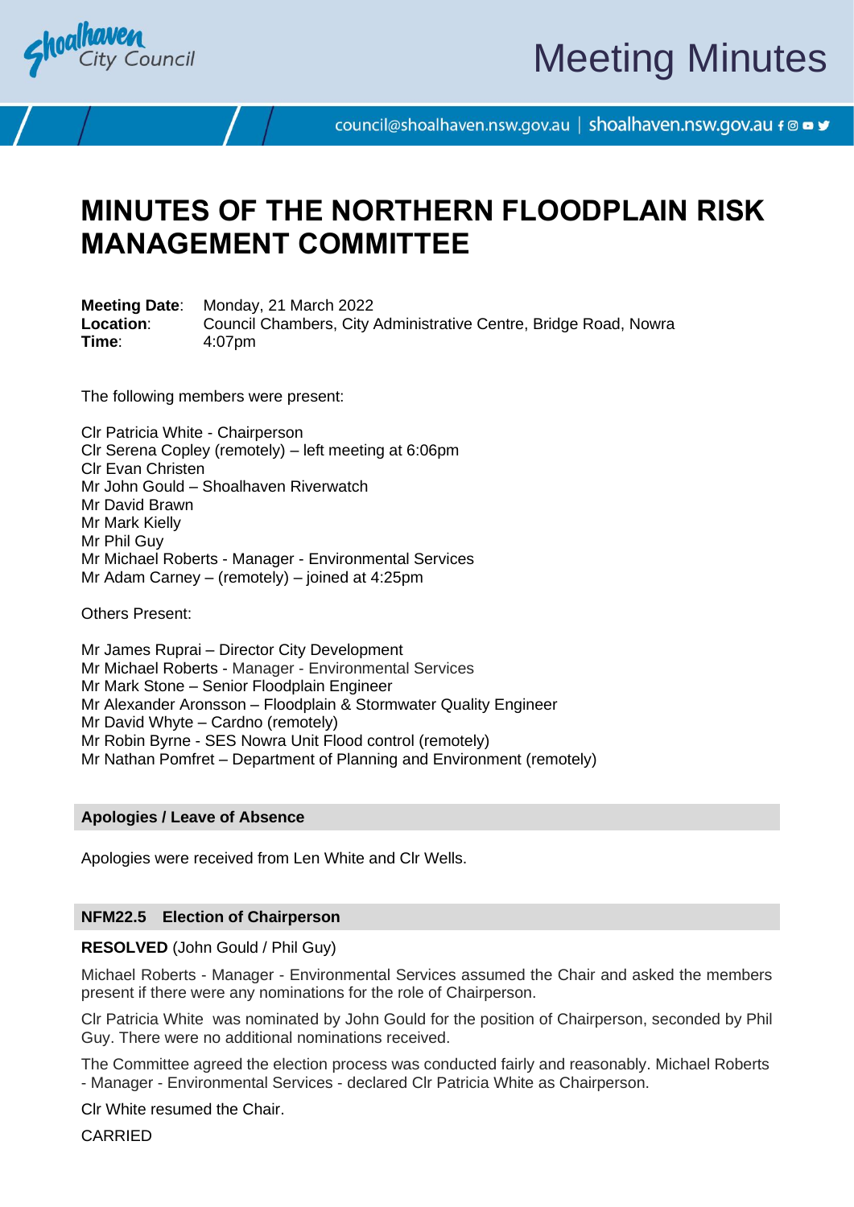# MINUTES OF THE NORTHERN FLOODPLAIN RISK MANAGEMENT COMMITTEE

**Meeting Date**: Monday, 21 March 2022
**Location**: Council Chambers, City Administrative Centre, Bridge Road, Nowra
**Time**: 4:07pm

The following members were present:

Clr Patricia White - Chairperson
Clr Serena Copley (remotely) – left meeting at 6:06pm
Clr Evan Christen
Mr John Gould – Shoalhaven Riverwatch
Mr David Brawn
Mr Mark Kielly
Mr Phil Guy
Mr Michael Roberts - Manager - Environmental Services
Mr Adam Carney – (remotely) – joined at 4:25pm

Others Present:

Mr James Ruprai – Director City Development
Mr Michael Roberts - Manager - Environmental Services
Mr Mark Stone – Senior Floodplain Engineer
Mr Alexander Aronsson – Floodplain & Stormwater Quality Engineer
Mr David Whyte – Cardno (remotely)
Mr Robin Byrne - SES Nowra Unit Flood control (remotely)
Mr Nathan Pomfret – Department of Planning and Environment (remotely)

## Apologies / Leave of Absence

Apologies were received from Len White and Clr Wells.

## NFM22.5 Election of Chairperson

**RESOLVED** (John Gould / Phil Guy)

Michael Roberts - Manager - Environmental Services assumed the Chair and asked the members present if there were any nominations for the role of Chairperson.

Clr Patricia White was nominated by John Gould for the position of Chairperson, seconded by Phil Guy. There were no additional nominations received.

The Committee agreed the election process was conducted fairly and reasonably. Michael Roberts - Manager - Environmental Services - declared Clr Patricia White as Chairperson.

Clr White resumed the Chair.

CARRIED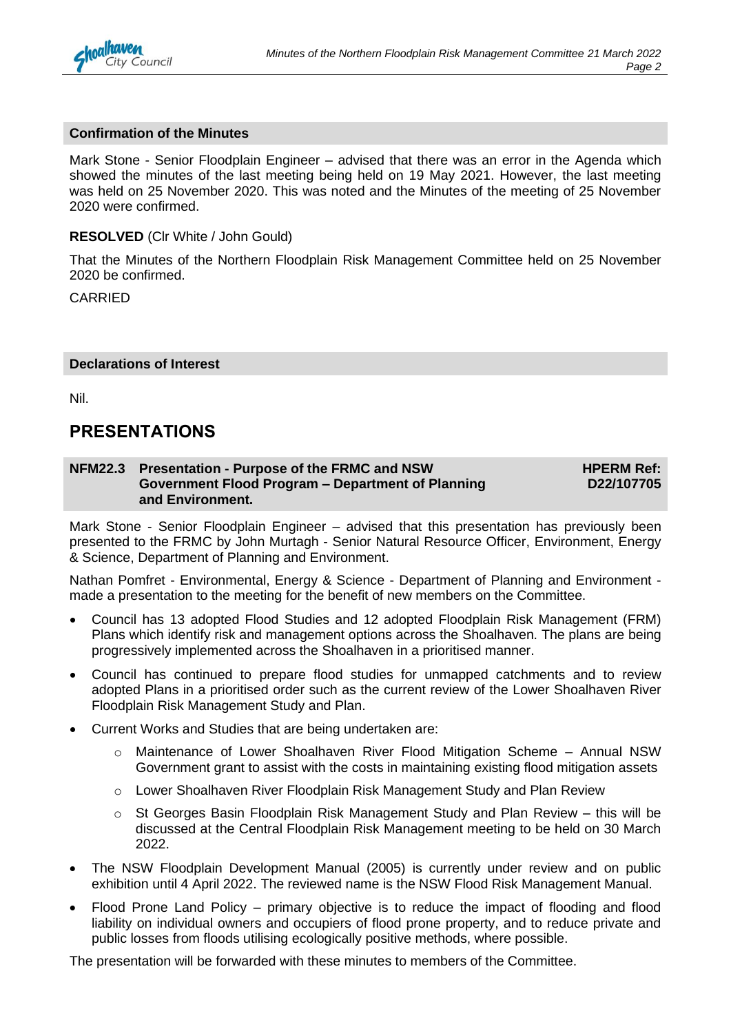### Confirmation of the Minutes

Mark Stone - Senior Floodplain Engineer – advised that there was an error in the Agenda which showed the minutes of the last meeting being held on 19 May 2021. However, the last meeting was held on 25 November 2020. This was noted and the Minutes of the meeting of 25 November 2020 were confirmed.

**RESOLVED** (Clr White / John Gould)

That the Minutes of the Northern Floodplain Risk Management Committee held on 25 November 2020 be confirmed.

CARRIED

### Declarations of Interest

Nil.

## PRESENTATIONS

### NFM22.3 Presentation - Purpose of the FRMC and NSW Government Flood Program – Department of Planning and Environment.

**HPERM Ref: D22/107705**

Mark Stone - Senior Floodplain Engineer – advised that this presentation has previously been presented to the FRMC by John Murtagh - Senior Natural Resource Officer, Environment, Energy & Science, Department of Planning and Environment.

Nathan Pomfret - Environmental, Energy & Science - Department of Planning and Environment - made a presentation to the meeting for the benefit of new members on the Committee.

- Council has 13 adopted Flood Studies and 12 adopted Floodplain Risk Management (FRM) Plans which identify risk and management options across the Shoalhaven. The plans are being progressively implemented across the Shoalhaven in a prioritised manner.
- Council has continued to prepare flood studies for unmapped catchments and to review adopted Plans in a prioritised order such as the current review of the Lower Shoalhaven River Floodplain Risk Management Study and Plan.
- Current Works and Studies that are being undertaken are:
  - Maintenance of Lower Shoalhaven River Flood Mitigation Scheme – Annual NSW Government grant to assist with the costs in maintaining existing flood mitigation assets
  - Lower Shoalhaven River Floodplain Risk Management Study and Plan Review
  - St Georges Basin Floodplain Risk Management Study and Plan Review – this will be discussed at the Central Floodplain Risk Management meeting to be held on 30 March 2022.
- The NSW Floodplain Development Manual (2005) is currently under review and on public exhibition until 4 April 2022. The reviewed name is the NSW Flood Risk Management Manual.
- Flood Prone Land Policy – primary objective is to reduce the impact of flooding and flood liability on individual owners and occupiers of flood prone property, and to reduce private and public losses from floods utilising ecologically positive methods, where possible.

The presentation will be forwarded with these minutes to members of the Committee.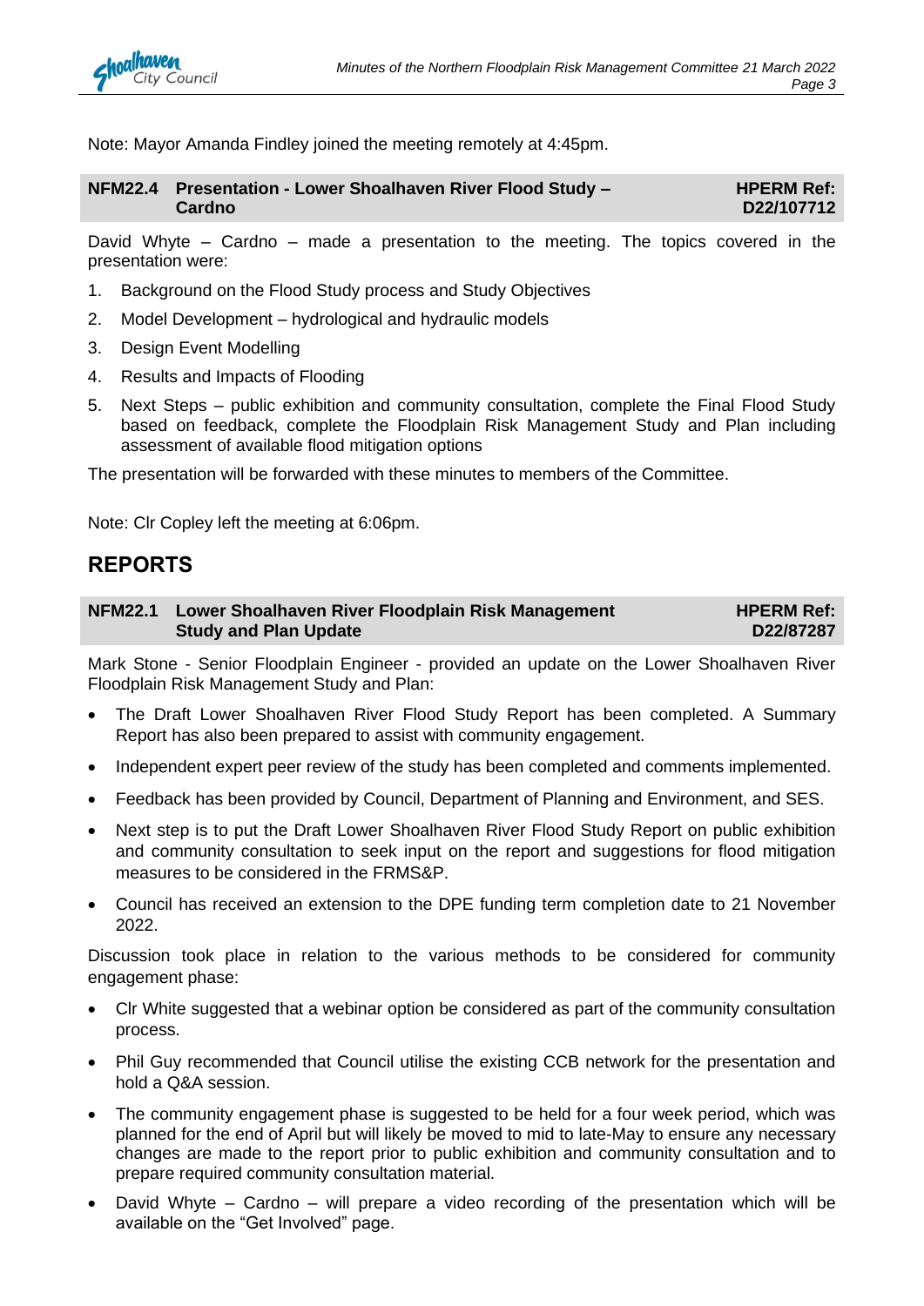Note: Mayor Amanda Findley joined the meeting remotely at 4:45pm.

### NFM22.4 Presentation - Lower Shoalhaven River Flood Study – Cardno

**HPERM Ref: D22/107712**

David Whyte – Cardno – made a presentation to the meeting. The topics covered in the presentation were:

1. Background on the Flood Study process and Study Objectives
2. Model Development – hydrological and hydraulic models
3. Design Event Modelling
4. Results and Impacts of Flooding
5. Next Steps – public exhibition and community consultation, complete the Final Flood Study based on feedback, complete the Floodplain Risk Management Study and Plan including assessment of available flood mitigation options

The presentation will be forwarded with these minutes to members of the Committee.

Note: Clr Copley left the meeting at 6:06pm.

## REPORTS

### NFM22.1 Lower Shoalhaven River Floodplain Risk Management Study and Plan Update

**HPERM Ref: D22/87287**

Mark Stone - Senior Floodplain Engineer - provided an update on the Lower Shoalhaven River Floodplain Risk Management Study and Plan:

- The Draft Lower Shoalhaven River Flood Study Report has been completed. A Summary Report has also been prepared to assist with community engagement.
- Independent expert peer review of the study has been completed and comments implemented.
- Feedback has been provided by Council, Department of Planning and Environment, and SES.
- Next step is to put the Draft Lower Shoalhaven River Flood Study Report on public exhibition and community consultation to seek input on the report and suggestions for flood mitigation measures to be considered in the FRMS&P.
- Council has received an extension to the DPE funding term completion date to 21 November 2022.

Discussion took place in relation to the various methods to be considered for community engagement phase:

- Clr White suggested that a webinar option be considered as part of the community consultation process.
- Phil Guy recommended that Council utilise the existing CCB network for the presentation and hold a Q&A session.
- The community engagement phase is suggested to be held for a four week period, which was planned for the end of April but will likely be moved to mid to late-May to ensure any necessary changes are made to the report prior to public exhibition and community consultation and to prepare required community consultation material.
- David Whyte – Cardno – will prepare a video recording of the presentation which will be available on the "Get Involved" page.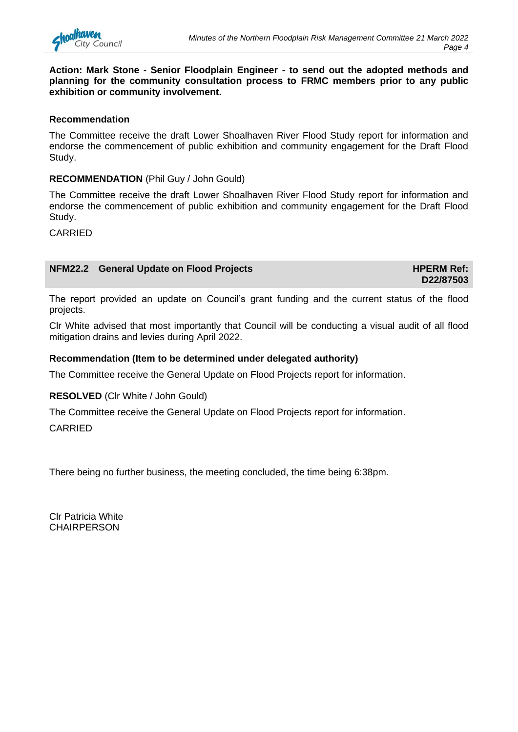**Action: Mark Stone - Senior Floodplain Engineer - to send out the adopted methods and planning for the community consultation process to FRMC members prior to any public exhibition or community involvement.**

**Recommendation**

The Committee receive the draft Lower Shoalhaven River Flood Study report for information and endorse the commencement of public exhibition and community engagement for the Draft Flood Study.

**RECOMMENDATION** (Phil Guy / John Gould)

The Committee receive the draft Lower Shoalhaven River Flood Study report for information and endorse the commencement of public exhibition and community engagement for the Draft Flood Study.

CARRIED

## NFM22.2 General Update on Flood Projects — HPERM Ref: D22/87503

The report provided an update on Council's grant funding and the current status of the flood projects.

Clr White advised that most importantly that Council will be conducting a visual audit of all flood mitigation drains and levies during April 2022.

**Recommendation (Item to be determined under delegated authority)**

The Committee receive the General Update on Flood Projects report for information.

**RESOLVED** (Clr White / John Gould)

The Committee receive the General Update on Flood Projects report for information.

CARRIED

There being no further business, the meeting concluded, the time being 6:38pm.

Clr Patricia White
CHAIRPERSON